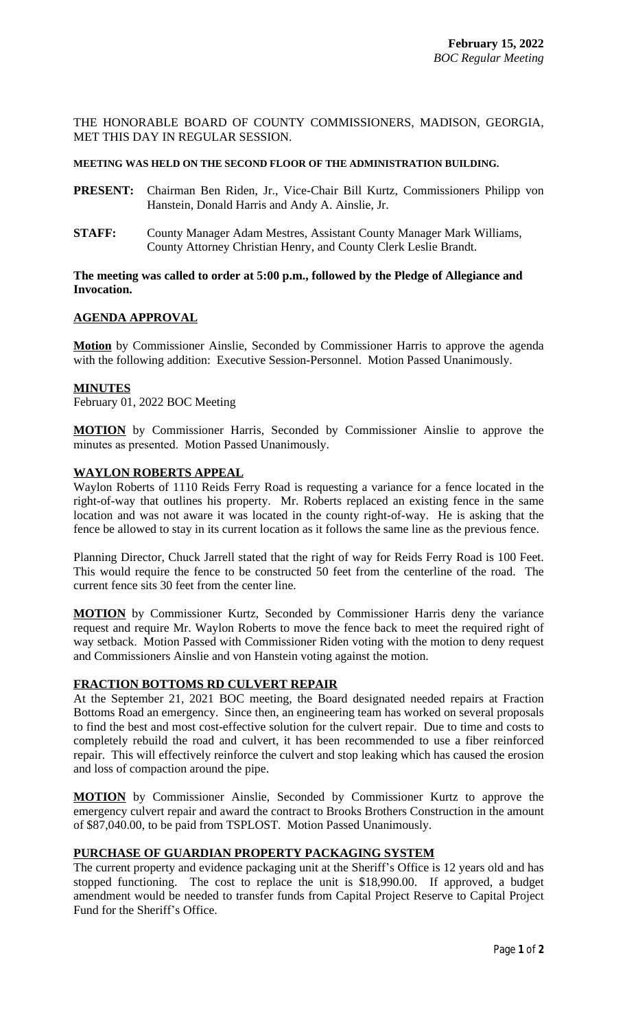**February 15, 2022**
*BOC Regular Meeting*

THE HONORABLE BOARD OF COUNTY COMMISSIONERS, MADISON, GEORGIA, MET THIS DAY IN REGULAR SESSION.

**MEETING WAS HELD ON THE SECOND FLOOR OF THE ADMINISTRATION BUILDING.**

**PRESENT:** Chairman Ben Riden, Jr., Vice-Chair Bill Kurtz, Commissioners Philipp von Hanstein, Donald Harris and Andy A. Ainslie, Jr.

**STAFF:** County Manager Adam Mestres, Assistant County Manager Mark Williams, County Attorney Christian Henry, and County Clerk Leslie Brandt.

**The meeting was called to order at 5:00 p.m., followed by the Pledge of Allegiance and Invocation.**

**AGENDA APPROVAL**

**Motion** by Commissioner Ainslie, Seconded by Commissioner Harris to approve the agenda with the following addition: Executive Session-Personnel. Motion Passed Unanimously.

**MINUTES**

February 01, 2022 BOC Meeting

**MOTION** by Commissioner Harris, Seconded by Commissioner Ainslie to approve the minutes as presented. Motion Passed Unanimously.

**WAYLON ROBERTS APPEAL**

Waylon Roberts of 1110 Reids Ferry Road is requesting a variance for a fence located in the right-of-way that outlines his property. Mr. Roberts replaced an existing fence in the same location and was not aware it was located in the county right-of-way. He is asking that the fence be allowed to stay in its current location as it follows the same line as the previous fence.

Planning Director, Chuck Jarrell stated that the right of way for Reids Ferry Road is 100 Feet. This would require the fence to be constructed 50 feet from the centerline of the road. The current fence sits 30 feet from the center line.

**MOTION** by Commissioner Kurtz, Seconded by Commissioner Harris deny the variance request and require Mr. Waylon Roberts to move the fence back to meet the required right of way setback. Motion Passed with Commissioner Riden voting with the motion to deny request and Commissioners Ainslie and von Hanstein voting against the motion.

**FRACTION BOTTOMS RD CULVERT REPAIR**

At the September 21, 2021 BOC meeting, the Board designated needed repairs at Fraction Bottoms Road an emergency. Since then, an engineering team has worked on several proposals to find the best and most cost-effective solution for the culvert repair. Due to time and costs to completely rebuild the road and culvert, it has been recommended to use a fiber reinforced repair. This will effectively reinforce the culvert and stop leaking which has caused the erosion and loss of compaction around the pipe.

**MOTION** by Commissioner Ainslie, Seconded by Commissioner Kurtz to approve the emergency culvert repair and award the contract to Brooks Brothers Construction in the amount of $87,040.00, to be paid from TSPLOST. Motion Passed Unanimously.

**PURCHASE OF GUARDIAN PROPERTY PACKAGING SYSTEM**

The current property and evidence packaging unit at the Sheriff's Office is 12 years old and has stopped functioning. The cost to replace the unit is $18,990.00. If approved, a budget amendment would be needed to transfer funds from Capital Project Reserve to Capital Project Fund for the Sheriff's Office.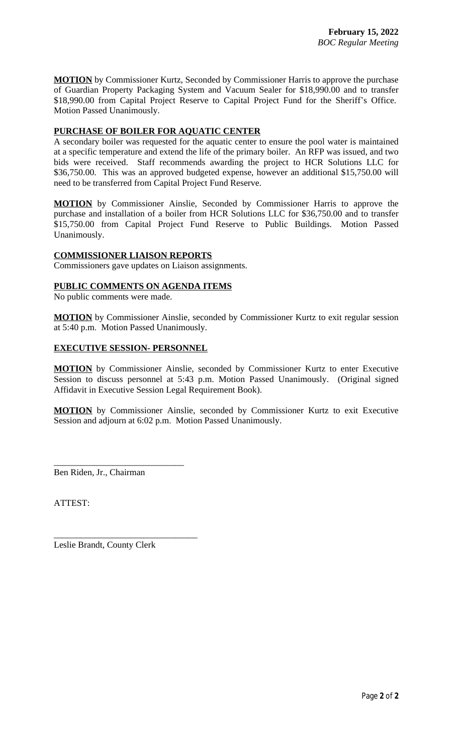**MOTION** by Commissioner Kurtz, Seconded by Commissioner Harris to approve the purchase of Guardian Property Packaging System and Vacuum Sealer for $18,990.00 and to transfer $18,990.00 from Capital Project Reserve to Capital Project Fund for the Sheriff's Office. Motion Passed Unanimously.

**PURCHASE OF BOILER FOR AQUATIC CENTER**

A secondary boiler was requested for the aquatic center to ensure the pool water is maintained at a specific temperature and extend the life of the primary boiler. An RFP was issued, and two bids were received. Staff recommends awarding the project to HCR Solutions LLC for $36,750.00. This was an approved budgeted expense, however an additional $15,750.00 will need to be transferred from Capital Project Fund Reserve.

**MOTION** by Commissioner Ainslie, Seconded by Commissioner Harris to approve the purchase and installation of a boiler from HCR Solutions LLC for $36,750.00 and to transfer $15,750.00 from Capital Project Fund Reserve to Public Buildings. Motion Passed Unanimously.

**COMMISSIONER LIAISON REPORTS**

Commissioners gave updates on Liaison assignments.

**PUBLIC COMMENTS ON AGENDA ITEMS**

No public comments were made.

**MOTION** by Commissioner Ainslie, seconded by Commissioner Kurtz to exit regular session at 5:40 p.m. Motion Passed Unanimously.

**EXECUTIVE SESSION- PERSONNEL**

**MOTION** by Commissioner Ainslie, seconded by Commissioner Kurtz to enter Executive Session to discuss personnel at 5:43 p.m. Motion Passed Unanimously. (Original signed Affidavit in Executive Session Legal Requirement Book).

**MOTION** by Commissioner Ainslie, seconded by Commissioner Kurtz to exit Executive Session and adjourn at 6:02 p.m. Motion Passed Unanimously.

_____________________________
Ben Riden, Jr., Chairman

ATTEST:

________________________________
Leslie Brandt, County Clerk